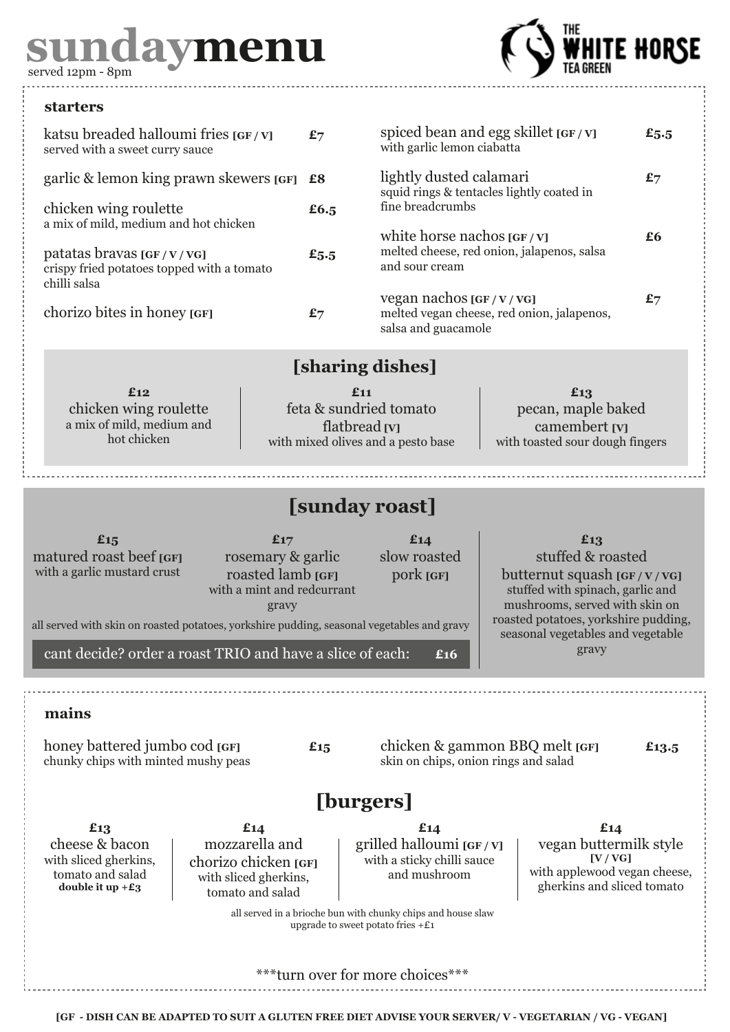# sundaymenu

served 12pm - 8pm

THE WHITE HORSE TEA GREEN

## starters

katsu breaded halloumi fries [GF / V] — £7
served with a sweet curry sauce

garlic & lemon king prawn skewers [GF] — £8

chicken wing roulette — £6.5
a mix of mild, medium and hot chicken

patatas bravas [GF / V / VG] — £5.5
crispy fried potatoes topped with a tomato chilli salsa

chorizo bites in honey [GF] — £7

spiced bean and egg skillet [GF / V] — £5.5
with garlic lemon ciabatta

lightly dusted calamari — £7
squid rings & tentacles lightly coated in fine breadcrumbs

white horse nachos [GF / V] — £6
melted cheese, red onion, jalapenos, salsa and sour cream

vegan nachos [GF / V / VG] — £7
melted vegan cheese, red onion, jalapenos, salsa and guacamole

## [sharing dishes]

**£12**
chicken wing roulette
a mix of mild, medium and hot chicken

**£11**
feta & sundried tomato flatbread [V]
with mixed olives and a pesto base

**£13**
pecan, maple baked camembert [V]
with toasted sour dough fingers

## [sunday roast]

**£15**
matured roast beef [GF]
with a garlic mustard crust

**£17**
rosemary & garlic roasted lamb [GF]
with a mint and redcurrant gravy

**£14**
slow roasted pork [GF]

all served with skin on roasted potatoes, yorkshire pudding, seasonal vegetables and gravy

cant decide? order a roast TRIO and have a slice of each: **£16**

**£13**
stuffed & roasted butternut squash [GF / V / VG]
stuffed with spinach, garlic and mushrooms, served with skin on roasted potatoes, yorkshire pudding, seasonal vegetables and vegetable gravy

## mains

honey battered jumbo cod [GF] — £15
chunky chips with minted mushy peas

chicken & gammon BBQ melt [GF] — £13.5
skin on chips, onion rings and salad

## [burgers]

**£13**
cheese & bacon
with sliced gherkins, tomato and salad
**double it up +£3**

**£14**
mozzarella and chorizo chicken [GF]
with sliced gherkins, tomato and salad

**£14**
grilled halloumi [GF / V]
with a sticky chilli sauce and mushroom

**£14**
vegan buttermilk style [V / VG]
with applewood vegan cheese, gherkins and sliced tomato

all served in a brioche bun with chunky chips and house slaw
upgrade to sweet potato fries +£1

***turn over for more choices***

**[GF - DISH CAN BE ADAPTED TO SUIT A GLUTEN FREE DIET ADVISE YOUR SERVER/ V - VEGETARIAN / VG - VEGAN]**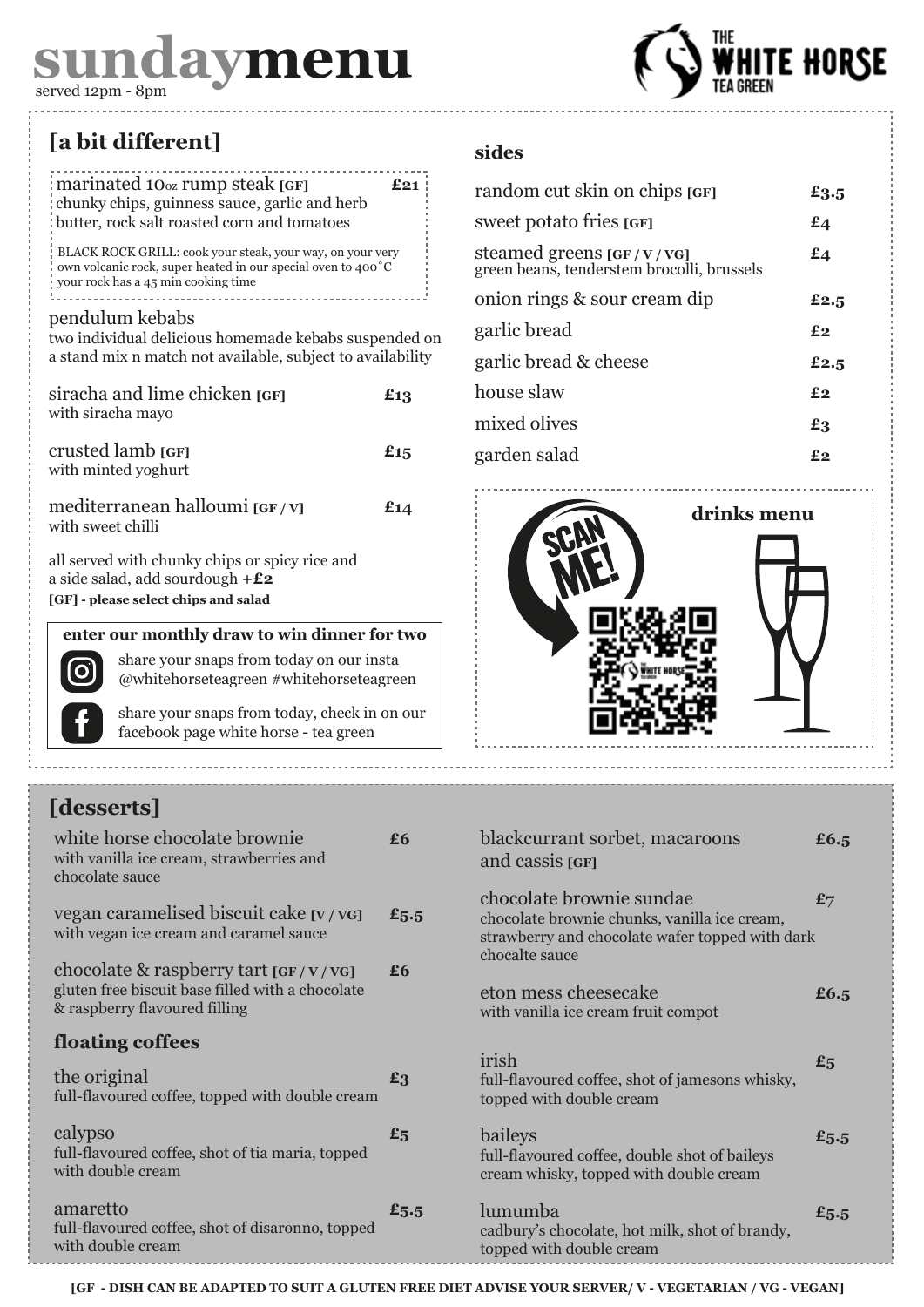# sundaymenu

served 12pm - 8pm

THE WHITE HORSE TEA GREEN

## [a bit different]

**marinated 10oz rump steak [GF]** — **£21**
chunky chips, guinness sauce, garlic and herb butter, rock salt roasted corn and tomatoes

BLACK ROCK GRILL: cook your steak, your way, on your very own volcanic rock, super heated in our special oven to 400˚C your rock has a 45 min cooking time

**pendulum kebabs**
two individual delicious homemade kebabs suspended on a stand mix n match not available, subject to availability

| | |
|---|---|
| siracha and lime chicken [GF] with siracha mayo | £13 |
| crusted lamb [GF] with minted yoghurt | £15 |
| mediterranean halloumi [GF / V] with sweet chilli | £14 |

all served with chunky chips or spicy rice and a side salad, add sourdough **+£2**

**[GF] - please select chips and salad**

**enter our monthly draw to win dinner for two**

share your snaps from today on our insta @whitehorseteagreen #whitehorseteagreen

share your snaps from today, check in on our facebook page white horse - tea green

## sides

| | |
|---|---|
| random cut skin on chips [GF] | £3.5 |
| sweet potato fries [GF] | £4 |
| steamed greens [GF / V / VG] green beans, tenderstem brocolli, brussels | £4 |
| onion rings & sour cream dip | £2.5 |
| garlic bread | £2 |
| garlic bread & cheese | £2.5 |
| house slaw | £2 |
| mixed olives | £3 |
| garden salad | £2 |

SCAN ME!

**drinks menu**

## [desserts]

| | |
|---|---|
| white horse chocolate brownie with vanilla ice cream, strawberries and chocolate sauce | £6 |
| vegan caramelised biscuit cake [V / VG] with vegan ice cream and caramel sauce | £5.5 |
| chocolate & raspberry tart [GF / V / VG] gluten free biscuit base filled with a chocolate & raspberry flavoured filling | £6 |
| blackcurrant sorbet, macaroons and cassis [GF] | £6.5 |
| chocolate brownie sundae chocolate brownie chunks, vanilla ice cream, strawberry and chocolate wafer topped with dark chocalte sauce | £7 |
| eton mess cheesecake with vanilla ice cream fruit compot | £6.5 |

### floating coffees

| | |
|---|---|
| the original full-flavoured coffee, topped with double cream | £3 |
| calypso full-flavoured coffee, shot of tia maria, topped with double cream | £5 |
| amaretto full-flavoured coffee, shot of disaronno, topped with double cream | £5.5 |
| irish full-flavoured coffee, shot of jamesons whisky, topped with double cream | £5 |
| baileys full-flavoured coffee, double shot of baileys cream whisky, topped with double cream | £5.5 |
| lumumba cadbury's chocolate, hot milk, shot of brandy, topped with double cream | £5.5 |

**[GF - DISH CAN BE ADAPTED TO SUIT A GLUTEN FREE DIET ADVISE YOUR SERVER/ V - VEGETARIAN / VG - VEGAN]**